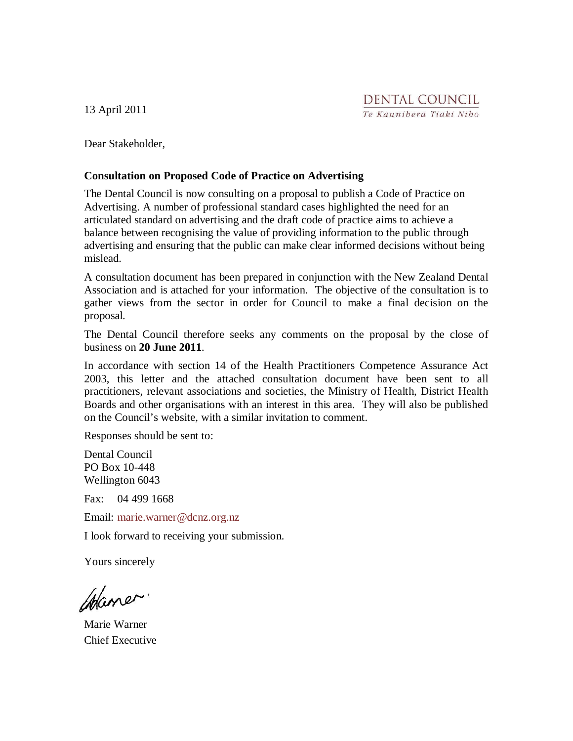13 April 2011

DENTAL COUNCIL
*Te Kaunihera Tiaki Niho*

Dear Stakeholder,

**Consultation on Proposed Code of Practice on Advertising**

The Dental Council is now consulting on a proposal to publish a Code of Practice on Advertising. A number of professional standard cases highlighted the need for an articulated standard on advertising and the draft code of practice aims to achieve a balance between recognising the value of providing information to the public through advertising and ensuring that the public can make clear informed decisions without being mislead.

A consultation document has been prepared in conjunction with the New Zealand Dental Association and is attached for your information. The objective of the consultation is to gather views from the sector in order for Council to make a final decision on the proposal.

The Dental Council therefore seeks any comments on the proposal by the close of business on **20 June 2011**.

In accordance with section 14 of the Health Practitioners Competence Assurance Act 2003, this letter and the attached consultation document have been sent to all practitioners, relevant associations and societies, the Ministry of Health, District Health Boards and other organisations with an interest in this area. They will also be published on the Council's website, with a similar invitation to comment.

Responses should be sent to:

Dental Council
PO Box 10-448
Wellington 6043

Fax: 04 499 1668

Email: marie.warner@dcnz.org.nz

I look forward to receiving your submission.

Yours sincerely

Marie Warner
Chief Executive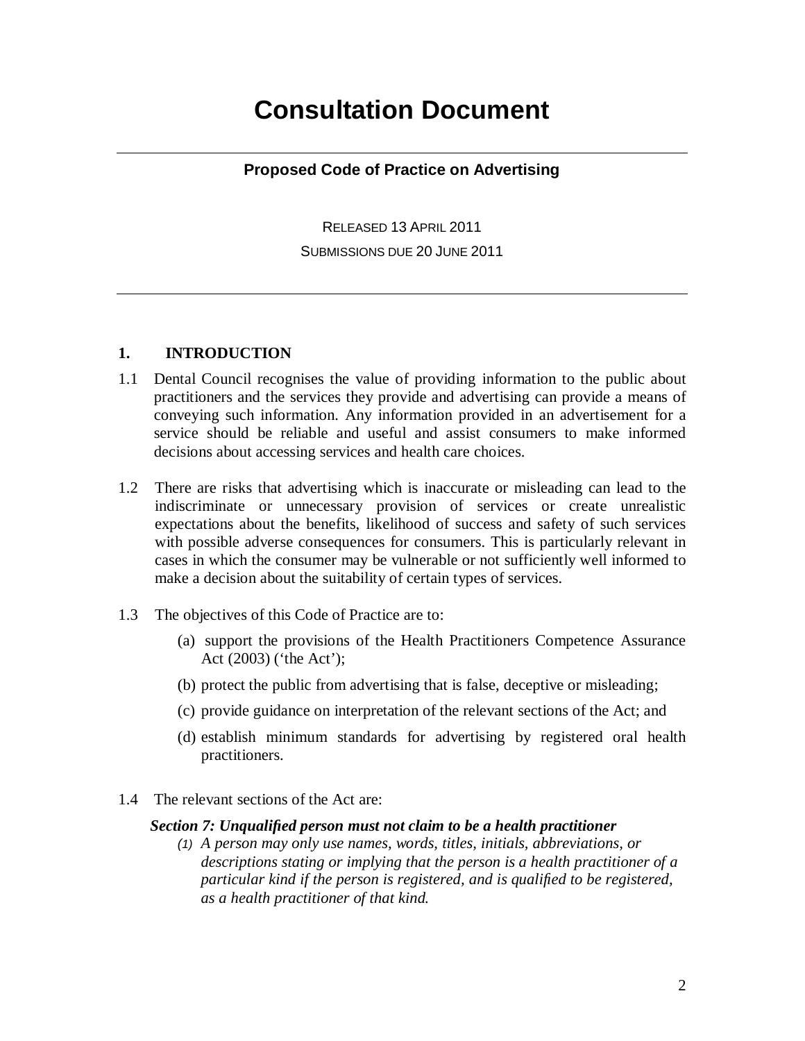# Consultation Document

## Proposed Code of Practice on Advertising

RELEASED 13 APRIL 2011

SUBMISSIONS DUE 20 JUNE 2011

### 1. INTRODUCTION

1.1 Dental Council recognises the value of providing information to the public about practitioners and the services they provide and advertising can provide a means of conveying such information. Any information provided in an advertisement for a service should be reliable and useful and assist consumers to make informed decisions about accessing services and health care choices.

1.2 There are risks that advertising which is inaccurate or misleading can lead to the indiscriminate or unnecessary provision of services or create unrealistic expectations about the benefits, likelihood of success and safety of such services with possible adverse consequences for consumers. This is particularly relevant in cases in which the consumer may be vulnerable or not sufficiently well informed to make a decision about the suitability of certain types of services.

1.3 The objectives of this Code of Practice are to:

(a) support the provisions of the Health Practitioners Competence Assurance Act (2003) ('the Act');

(b) protect the public from advertising that is false, deceptive or misleading;

(c) provide guidance on interpretation of the relevant sections of the Act; and

(d) establish minimum standards for advertising by registered oral health practitioners.

1.4 The relevant sections of the Act are:

***Section 7: Unqualified person must not claim to be a health practitioner***

*(1) A person may only use names, words, titles, initials, abbreviations, or descriptions stating or implying that the person is a health practitioner of a particular kind if the person is registered, and is qualified to be registered, as a health practitioner of that kind.*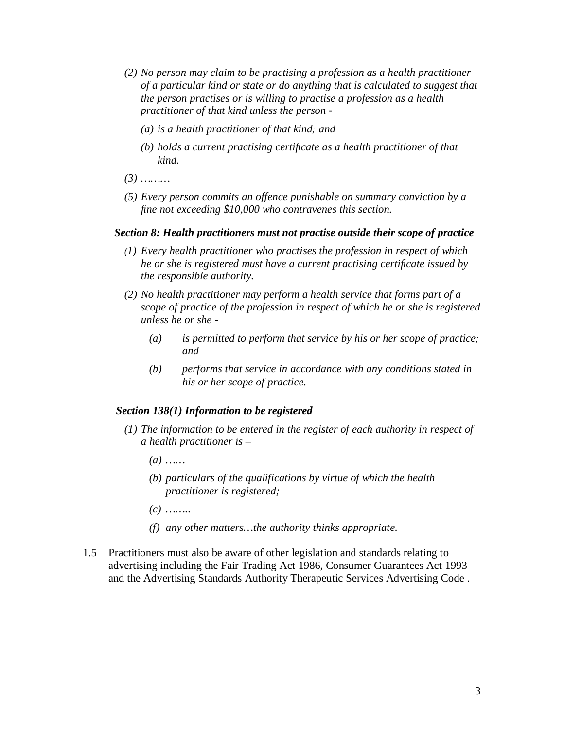*(2) No person may claim to be practising a profession as a health practitioner of a particular kind or state or do anything that is calculated to suggest that the person practises or is willing to practise a profession as a health practitioner of that kind unless the person -*

*(a) is a health practitioner of that kind; and*

*(b) holds a current practising certificate as a health practitioner of that kind.*

*(3) ………*

*(5) Every person commits an offence punishable on summary conviction by a fine not exceeding $10,000 who contravenes this section.*

***Section 8: Health practitioners must not practise outside their scope of practice***

*(1) Every health practitioner who practises the profession in respect of which he or she is registered must have a current practising certificate issued by the responsible authority.*

*(2) No health practitioner may perform a health service that forms part of a scope of practice of the profession in respect of which he or she is registered unless he or she -*

*(a) is permitted to perform that service by his or her scope of practice; and*

*(b) performs that service in accordance with any conditions stated in his or her scope of practice.*

***Section 138(1) Information to be registered***

*(1) The information to be entered in the register of each authority in respect of a health practitioner is –*

*(a) ……*

*(b) particulars of the qualifications by virtue of which the health practitioner is registered;*

*(c) ……..*

*(f) any other matters…the authority thinks appropriate.*

1.5 Practitioners must also be aware of other legislation and standards relating to advertising including the Fair Trading Act 1986, Consumer Guarantees Act 1993 and the Advertising Standards Authority Therapeutic Services Advertising Code .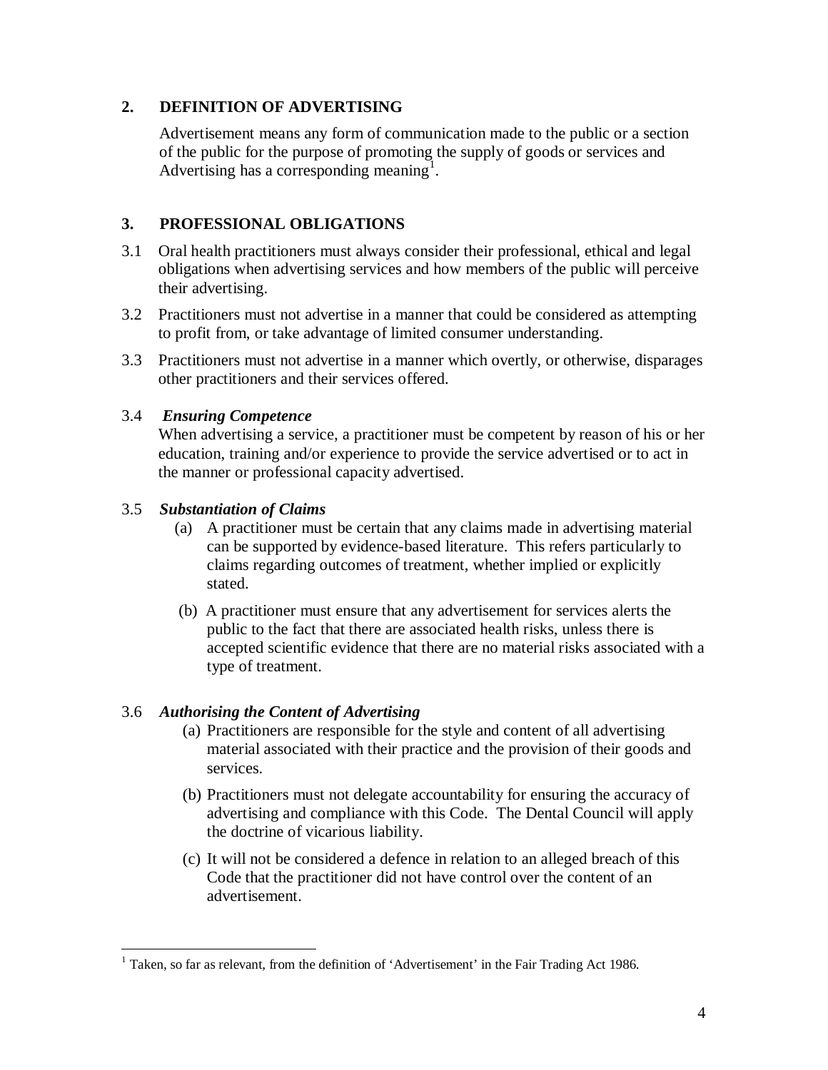## 2. DEFINITION OF ADVERTISING

Advertisement means any form of communication made to the public or a section of the public for the purpose of promoting the supply of goods or services and Advertising has a corresponding meaning[1].

## 3. PROFESSIONAL OBLIGATIONS

3.1 Oral health practitioners must always consider their professional, ethical and legal obligations when advertising services and how members of the public will perceive their advertising.

3.2 Practitioners must not advertise in a manner that could be considered as attempting to profit from, or take advantage of limited consumer understanding.

3.3 Practitioners must not advertise in a manner which overtly, or otherwise, disparages other practitioners and their services offered.

3.4 ***Ensuring Competence***

When advertising a service, a practitioner must be competent by reason of his or her education, training and/or experience to provide the service advertised or to act in the manner or professional capacity advertised.

3.5 ***Substantiation of Claims***

(a) A practitioner must be certain that any claims made in advertising material can be supported by evidence-based literature. This refers particularly to claims regarding outcomes of treatment, whether implied or explicitly stated.

(b) A practitioner must ensure that any advertisement for services alerts the public to the fact that there are associated health risks, unless there is accepted scientific evidence that there are no material risks associated with a type of treatment.

3.6 ***Authorising the Content of Advertising***

(a) Practitioners are responsible for the style and content of all advertising material associated with their practice and the provision of their goods and services.

(b) Practitioners must not delegate accountability for ensuring the accuracy of advertising and compliance with this Code. The Dental Council will apply the doctrine of vicarious liability.

(c) It will not be considered a defence in relation to an alleged breach of this Code that the practitioner did not have control over the content of an advertisement.

---

[1] Taken, so far as relevant, from the definition of 'Advertisement' in the Fair Trading Act 1986.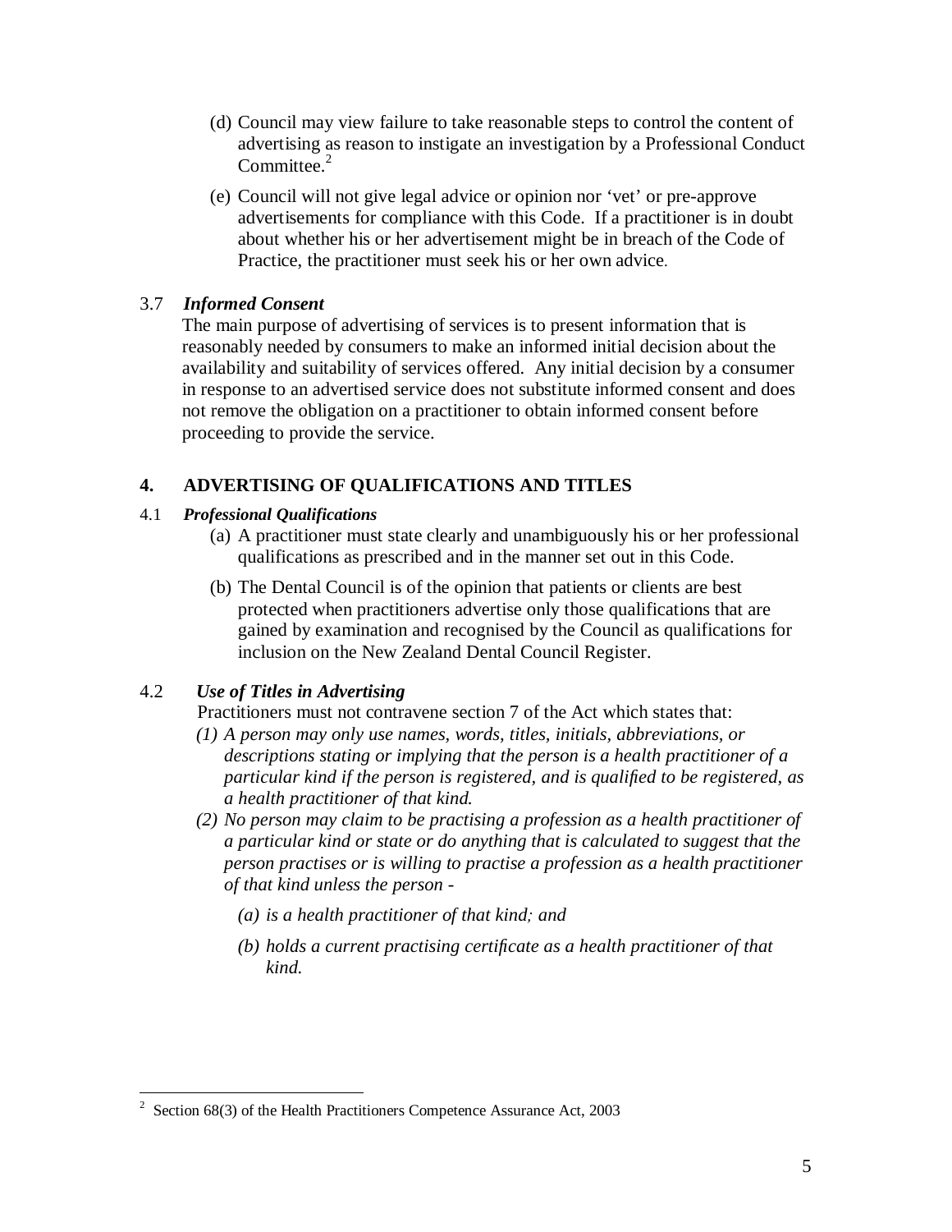(d) Council may view failure to take reasonable steps to control the content of advertising as reason to instigate an investigation by a Professional Conduct Committee.[2]

(e) Council will not give legal advice or opinion nor 'vet' or pre-approve advertisements for compliance with this Code. If a practitioner is in doubt about whether his or her advertisement might be in breach of the Code of Practice, the practitioner must seek his or her own advice.

### 3.7 *Informed Consent*

The main purpose of advertising of services is to present information that is reasonably needed by consumers to make an informed initial decision about the availability and suitability of services offered. Any initial decision by a consumer in response to an advertised service does not substitute informed consent and does not remove the obligation on a practitioner to obtain informed consent before proceeding to provide the service.

## 4. ADVERTISING OF QUALIFICATIONS AND TITLES

### 4.1 *Professional Qualifications*

(a) A practitioner must state clearly and unambiguously his or her professional qualifications as prescribed and in the manner set out in this Code.

(b) The Dental Council is of the opinion that patients or clients are best protected when practitioners advertise only those qualifications that are gained by examination and recognised by the Council as qualifications for inclusion on the New Zealand Dental Council Register.

### 4.2 *Use of Titles in Advertising*

Practitioners must not contravene section 7 of the Act which states that:

*(1) A person may only use names, words, titles, initials, abbreviations, or descriptions stating or implying that the person is a health practitioner of a particular kind if the person is registered, and is qualified to be registered, as a health practitioner of that kind.*

*(2) No person may claim to be practising a profession as a health practitioner of a particular kind or state or do anything that is calculated to suggest that the person practises or is willing to practise a profession as a health practitioner of that kind unless the person -*

*(a) is a health practitioner of that kind; and*

*(b) holds a current practising certificate as a health practitioner of that kind.*

---

[2] Section 68(3) of the Health Practitioners Competence Assurance Act, 2003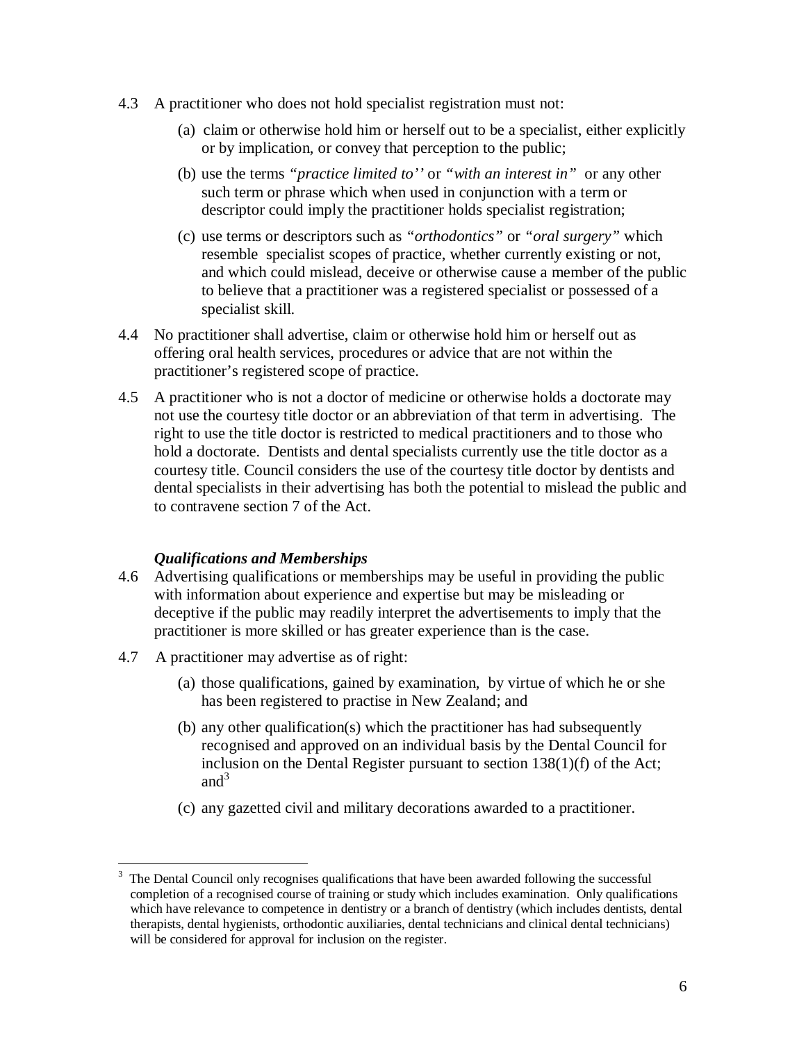4.3 A practitioner who does not hold specialist registration must not:

(a) claim or otherwise hold him or herself out to be a specialist, either explicitly or by implication, or convey that perception to the public;

(b) use the terms *"practice limited to''* or *"with an interest in"* or any other such term or phrase which when used in conjunction with a term or descriptor could imply the practitioner holds specialist registration;

(c) use terms or descriptors such as *"orthodontics"* or *"oral surgery"* which resemble specialist scopes of practice, whether currently existing or not, and which could mislead, deceive or otherwise cause a member of the public to believe that a practitioner was a registered specialist or possessed of a specialist skill.

4.4 No practitioner shall advertise, claim or otherwise hold him or herself out as offering oral health services, procedures or advice that are not within the practitioner's registered scope of practice.

4.5 A practitioner who is not a doctor of medicine or otherwise holds a doctorate may not use the courtesy title doctor or an abbreviation of that term in advertising. The right to use the title doctor is restricted to medical practitioners and to those who hold a doctorate. Dentists and dental specialists currently use the title doctor as a courtesy title. Council considers the use of the courtesy title doctor by dentists and dental specialists in their advertising has both the potential to mislead the public and to contravene section 7 of the Act.

***Qualifications and Memberships***

4.6 Advertising qualifications or memberships may be useful in providing the public with information about experience and expertise but may be misleading or deceptive if the public may readily interpret the advertisements to imply that the practitioner is more skilled or has greater experience than is the case.

4.7 A practitioner may advertise as of right:

(a) those qualifications, gained by examination, by virtue of which he or she has been registered to practise in New Zealand; and

(b) any other qualification(s) which the practitioner has had subsequently recognised and approved on an individual basis by the Dental Council for inclusion on the Dental Register pursuant to section 138(1)(f) of the Act; and[3]

(c) any gazetted civil and military decorations awarded to a practitioner.

---

[3] The Dental Council only recognises qualifications that have been awarded following the successful completion of a recognised course of training or study which includes examination. Only qualifications which have relevance to competence in dentistry or a branch of dentistry (which includes dentists, dental therapists, dental hygienists, orthodontic auxiliaries, dental technicians and clinical dental technicians) will be considered for approval for inclusion on the register.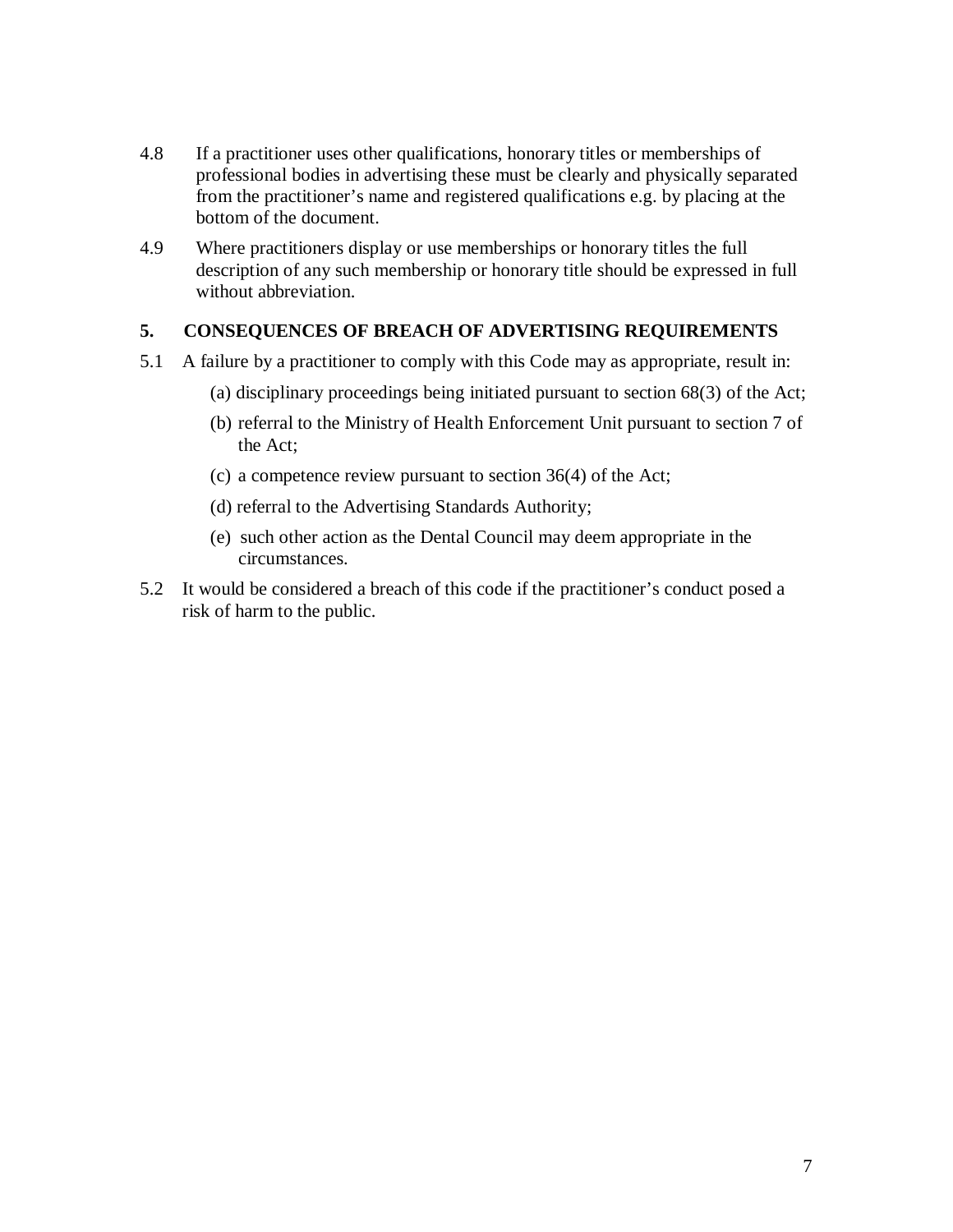4.8 If a practitioner uses other qualifications, honorary titles or memberships of professional bodies in advertising these must be clearly and physically separated from the practitioner's name and registered qualifications e.g. by placing at the bottom of the document.

4.9 Where practitioners display or use memberships or honorary titles the full description of any such membership or honorary title should be expressed in full without abbreviation.

## 5. CONSEQUENCES OF BREACH OF ADVERTISING REQUIREMENTS

5.1 A failure by a practitioner to comply with this Code may as appropriate, result in:

(a) disciplinary proceedings being initiated pursuant to section 68(3) of the Act;

(b) referral to the Ministry of Health Enforcement Unit pursuant to section 7 of the Act;

(c) a competence review pursuant to section 36(4) of the Act;

(d) referral to the Advertising Standards Authority;

(e) such other action as the Dental Council may deem appropriate in the circumstances.

5.2 It would be considered a breach of this code if the practitioner's conduct posed a risk of harm to the public.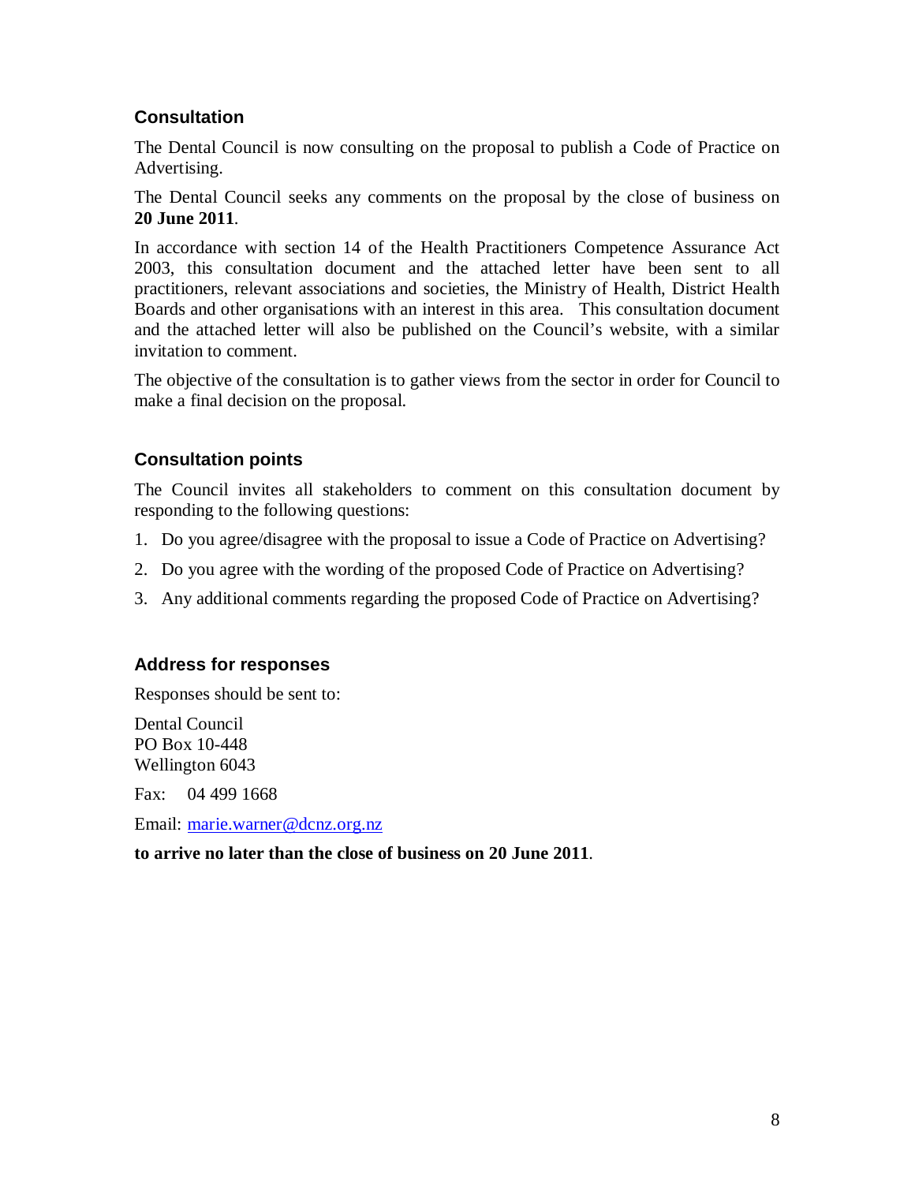## Consultation

The Dental Council is now consulting on the proposal to publish a Code of Practice on Advertising.

The Dental Council seeks any comments on the proposal by the close of business on **20 June 2011**.

In accordance with section 14 of the Health Practitioners Competence Assurance Act 2003, this consultation document and the attached letter have been sent to all practitioners, relevant associations and societies, the Ministry of Health, District Health Boards and other organisations with an interest in this area. This consultation document and the attached letter will also be published on the Council's website, with a similar invitation to comment.

The objective of the consultation is to gather views from the sector in order for Council to make a final decision on the proposal.

## Consultation points

The Council invites all stakeholders to comment on this consultation document by responding to the following questions:

1. Do you agree/disagree with the proposal to issue a Code of Practice on Advertising?
2. Do you agree with the wording of the proposed Code of Practice on Advertising?
3. Any additional comments regarding the proposed Code of Practice on Advertising?

## Address for responses

Responses should be sent to:

Dental Council
PO Box 10-448
Wellington 6043

Fax: 04 499 1668

Email: marie.warner@dcnz.org.nz

**to arrive no later than the close of business on 20 June 2011**.